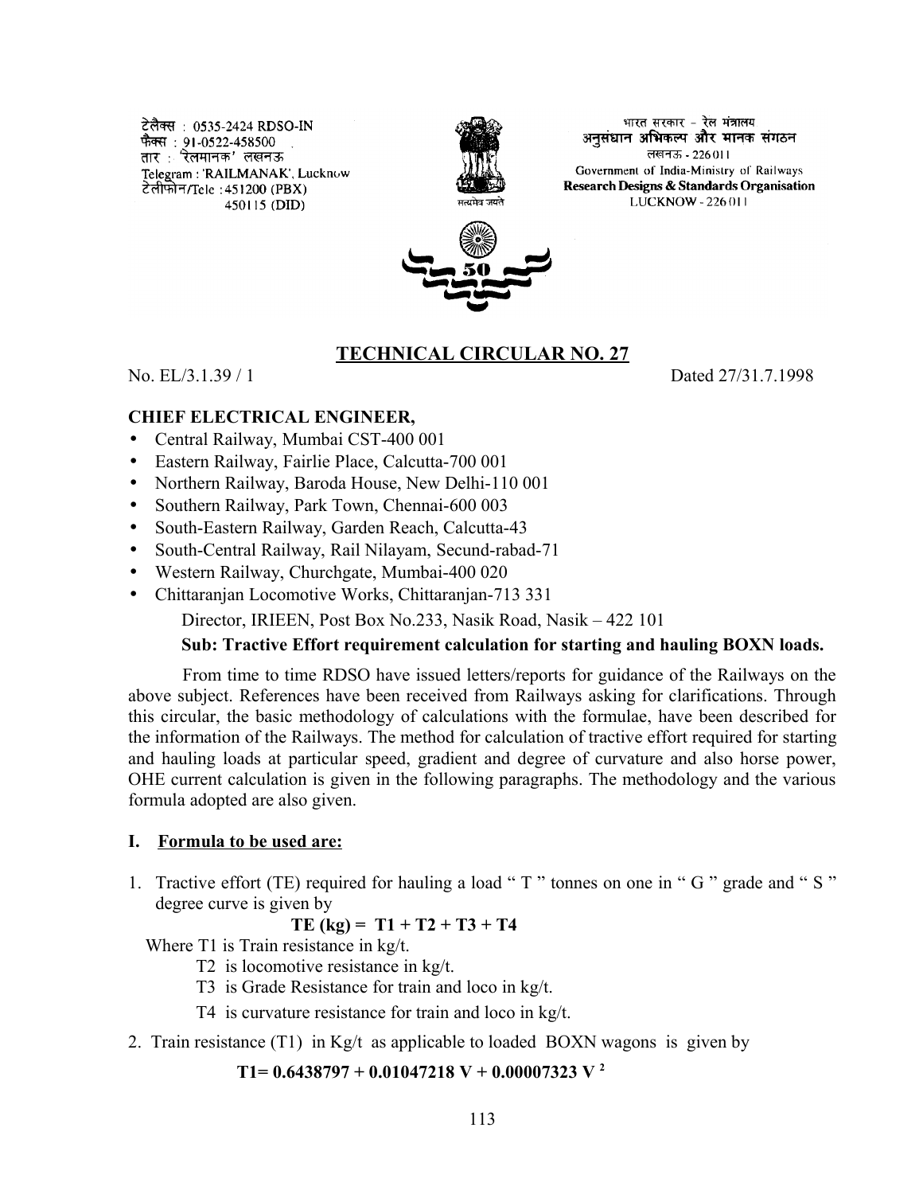टेलैक्स : 0535-2424 RDSO-IN
फैक्स : 91-0522-458500
तार : 'रेलमानक' लखनऊ
Telegram : 'RAILMANAK', Lucknow
टेलीफोन/Tele : 451200 (PBX)
450115 (DID)

भारत सरकार - रेल मंत्रालय
अनुसंधान अभिकल्प और मानक संगठन
लखनऊ - 226011
Government of India-Ministry of Railways
**Research Designs & Standards Organisation**
LUCKNOW - 226011

# TECHNICAL CIRCULAR NO. 27

No. EL/3.1.39 / 1 Dated 27/31.7.1998

**CHIEF ELECTRICAL ENGINEER,**

- Central Railway, Mumbai CST-400 001
- Eastern Railway, Fairlie Place, Calcutta-700 001
- Northern Railway, Baroda House, New Delhi-110 001
- Southern Railway, Park Town, Chennai-600 003
- South-Eastern Railway, Garden Reach, Calcutta-43
- South-Central Railway, Rail Nilayam, Secund-rabad-71
- Western Railway, Churchgate, Mumbai-400 020
- Chittaranjan Locomotive Works, Chittaranjan-713 331

Director, IRIEEN, Post Box No.233, Nasik Road, Nasik – 422 101

**Sub: Tractive Effort requirement calculation for starting and hauling BOXN loads.**

From time to time RDSO have issued letters/reports for guidance of the Railways on the above subject. References have been received from Railways asking for clarifications. Through this circular, the basic methodology of calculations with the formulae, have been described for the information of the Railways. The method for calculation of tractive effort required for starting and hauling loads at particular speed, gradient and degree of curvature and also horse power, OHE current calculation is given in the following paragraphs. The methodology and the various formula adopted are also given.

## I. Formula to be used are:

1. Tractive effort (TE) required for hauling a load " T " tonnes on one in " G " grade and " S " degree curve is given by

$$\textbf{TE (kg)} = \textbf{T1} + \textbf{T2} + \textbf{T3} + \textbf{T4}$$

Where T1 is Train resistance in kg/t.
T2 is locomotive resistance in kg/t.
T3 is Grade Resistance for train and loco in kg/t.
T4 is curvature resistance for train and loco in kg/t.

2. Train resistance (T1) in Kg/t as applicable to loaded BOXN wagons is given by

$$\textbf{T1} = 0.6438797 + 0.01047218\,V + 0.00007323\,V^2$$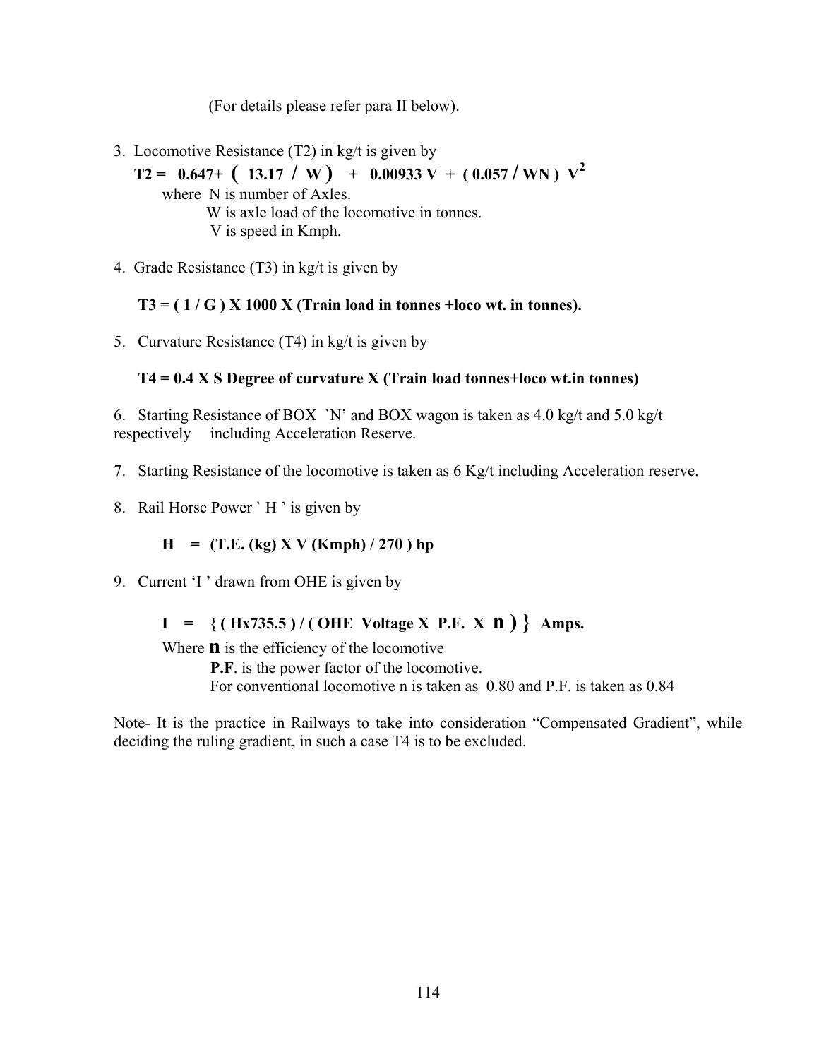(For details please refer para II below).

3. Locomotive Resistance (T2) in kg/t is given by

   $$T2 = 0.647 + (13.17 / W) + 0.00933 V + (0.057 / WN) V^2$$

   where N is number of Axles.
   W is axle load of the locomotive in tonnes.
   V is speed in Kmph.

4. Grade Resistance (T3) in kg/t is given by

   **T3 = ( 1 / G ) X 1000 X (Train load in tonnes +loco wt. in tonnes).**

5. Curvature Resistance (T4) in kg/t is given by

   **T4 = 0.4 X S Degree of curvature X (Train load tonnes+loco wt.in tonnes)**

6. Starting Resistance of BOX `N' and BOX wagon is taken as 4.0 kg/t and 5.0 kg/t respectively including Acceleration Reserve.

7. Starting Resistance of the locomotive is taken as 6 Kg/t including Acceleration reserve.

8. Rail Horse Power ` H ' is given by

   **H = (T.E. (kg) X V (Kmph) / 270 ) hp**

9. Current 'I ' drawn from OHE is given by

   **I = { ( Hx735.5 ) / ( OHE Voltage X P.F. X n ) } Amps.**

   Where **n** is the efficiency of the locomotive
   **P.F**. is the power factor of the locomotive.
   For conventional locomotive n is taken as 0.80 and P.F. is taken as 0.84

Note- It is the practice in Railways to take into consideration "Compensated Gradient", while deciding the ruling gradient, in such a case T4 is to be excluded.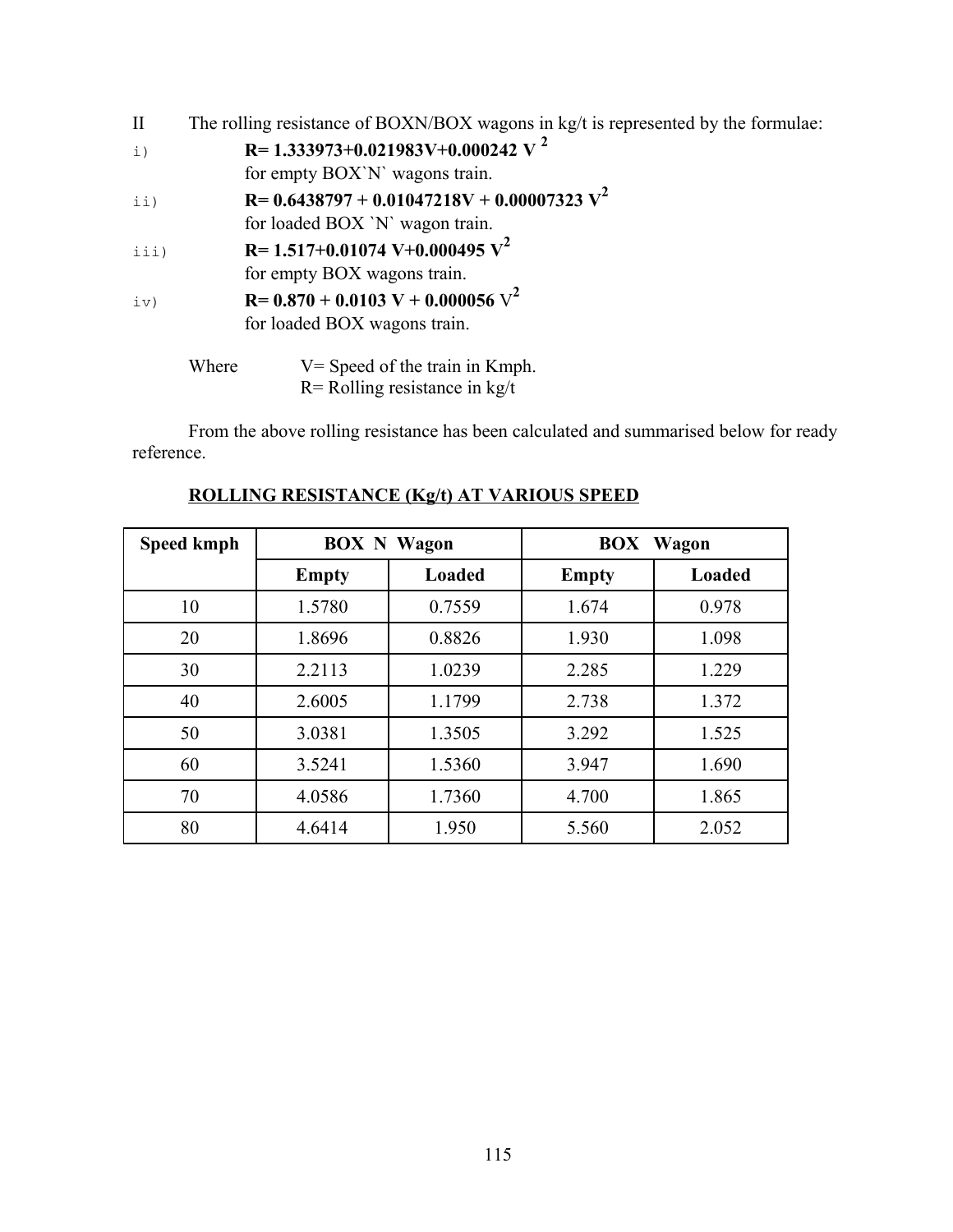II The rolling resistance of BOXN/BOX wagons in kg/t is represented by the formulae:

i) $R = 1.333973 + 0.021983V + 0.000242\,V^2$

for empty BOX`N` wagons train.

ii) $R = 0.6438797 + 0.01047218V + 0.00007323\,V^2$

for loaded BOX `N` wagon train.

iii) $R = 1.517 + 0.01074\,V + 0.000495\,V^2$

for empty BOX wagons train.

iv) $R = 0.870 + 0.0103\,V + 0.000056\,V^2$

for loaded BOX wagons train.

Where V= Speed of the train in Kmph.
R= Rolling resistance in kg/t

From the above rolling resistance has been calculated and summarised below for ready reference.

**ROLLING RESISTANCE (Kg/t) AT VARIOUS SPEED**

| Speed kmph | BOX N Wagon | | BOX Wagon | |
|---|---|---|---|---|
| | **Empty** | **Loaded** | **Empty** | **Loaded** |
| 10 | 1.5780 | 0.7559 | 1.674 | 0.978 |
| 20 | 1.8696 | 0.8826 | 1.930 | 1.098 |
| 30 | 2.2113 | 1.0239 | 2.285 | 1.229 |
| 40 | 2.6005 | 1.1799 | 2.738 | 1.372 |
| 50 | 3.0381 | 1.3505 | 3.292 | 1.525 |
| 60 | 3.5241 | 1.5360 | 3.947 | 1.690 |
| 70 | 4.0586 | 1.7360 | 4.700 | 1.865 |
| 80 | 4.6414 | 1.950 | 5.560 | 2.052 |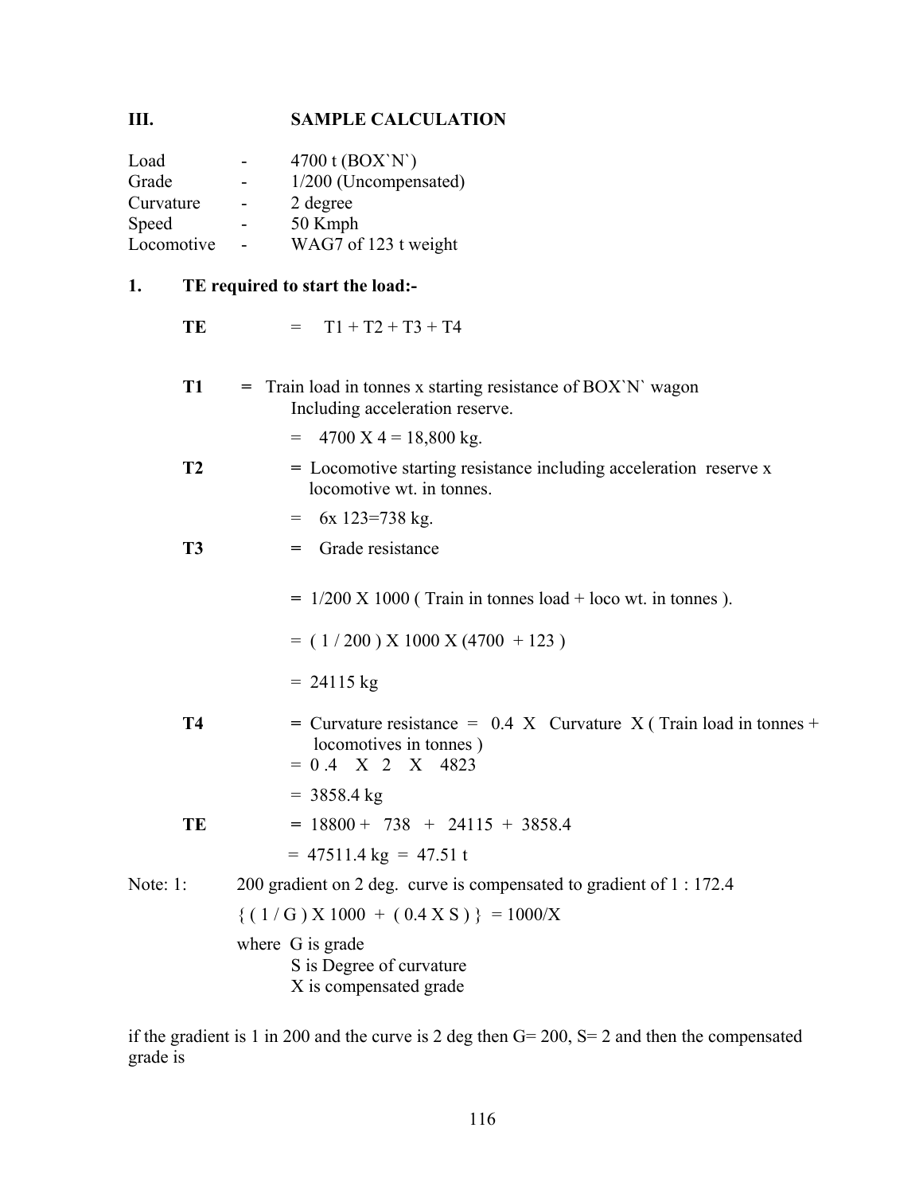## III. SAMPLE CALCULATION

Load - 4700 t (BOX`N`)
Grade - 1/200 (Uncompensated)
Curvature - 2 degree
Speed - 50 Kmph
Locomotive - WAG7 of 123 t weight

### 1. TE required to start the load:-

**TE** = T1 + T2 + T3 + T4

**T1** = Train load in tonnes x starting resistance of BOX`N` wagon Including acceleration reserve.

= 4700 X 4 = 18,800 kg.

**T2** = Locomotive starting resistance including acceleration reserve x locomotive wt. in tonnes.

= 6x 123=738 kg.

**T3** = Grade resistance

= 1/200 X 1000 ( Train in tonnes load + loco wt. in tonnes ).

= ( 1 / 200 ) X 1000 X (4700 + 123 )

= 24115 kg

**T4** = Curvature resistance = 0.4 X Curvature X ( Train load in tonnes + locomotives in tonnes )

= 0 .4 X 2 X 4823

= 3858.4 kg

**TE** = 18800 + 738 + 24115 + 3858.4

= 47511.4 kg = 47.51 t

Note: 1: 200 gradient on 2 deg. curve is compensated to gradient of 1 : 172.4

$$\{ ( 1 / G ) \times 1000 + ( 0.4 \times S ) \} = 1000/X$$

where G is grade
S is Degree of curvature
X is compensated grade

if the gradient is 1 in 200 and the curve is 2 deg then G= 200, S= 2 and then the compensated grade is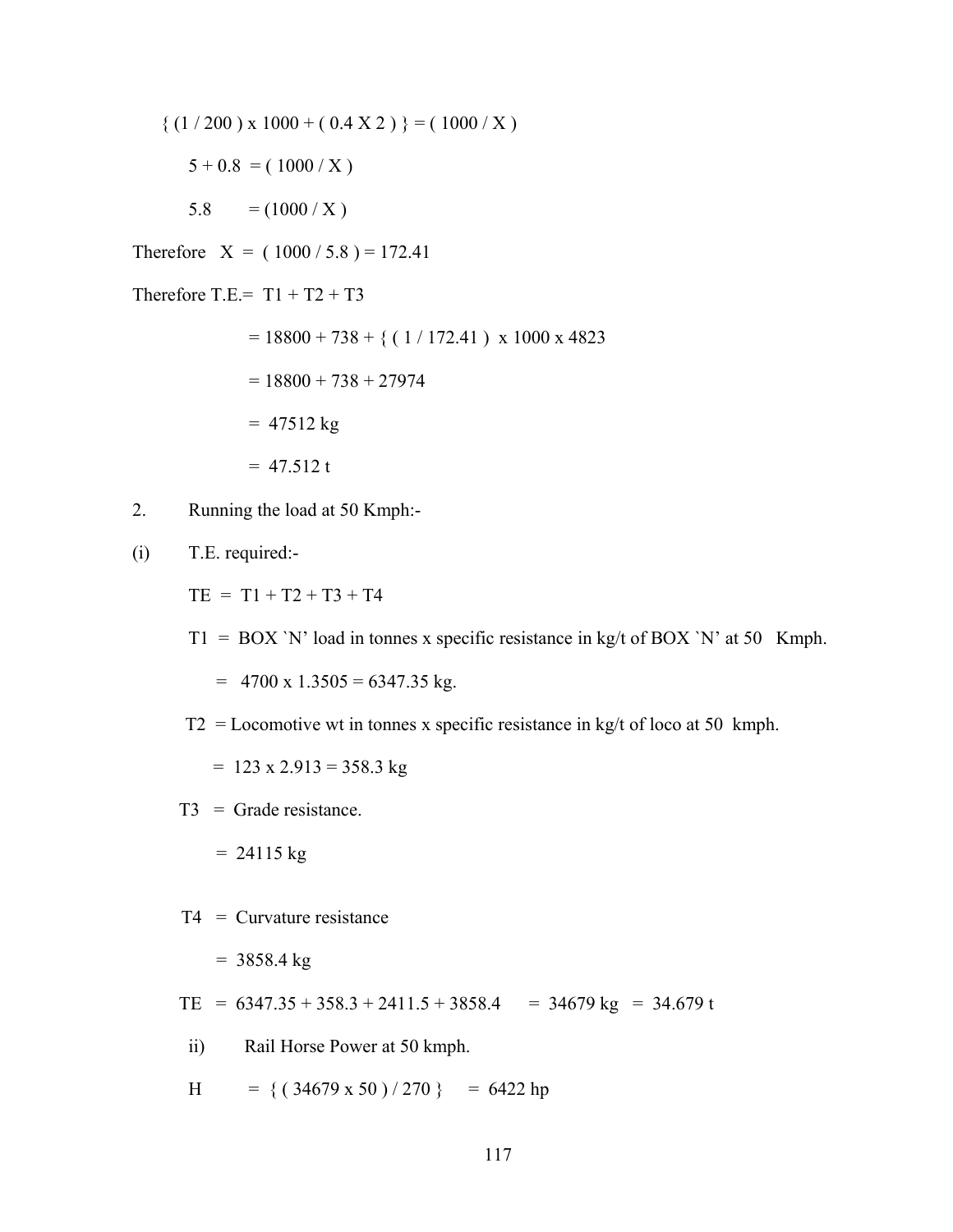$\{ (1 / 200) \times 1000 + (0.4 \times 2) \} = (1000 / X)$

$5 + 0.8 = (1000 / X)$

$5.8 = (1000 / X)$

Therefore $X = (1000 / 5.8) = 172.41$

Therefore T.E.= T1 + T2 + T3

= 18800 + 738 + { ( 1 / 172.41 ) x 1000 x 4823

= 18800 + 738 + 27974

= 47512 kg

= 47.512 t

2. Running the load at 50 Kmph:-

(i) T.E. required:-

TE = T1 + T2 + T3 + T4

T1 = BOX `N' load in tonnes x specific resistance in kg/t of BOX `N' at 50 Kmph.

= 4700 x 1.3505 = 6347.35 kg.

T2 = Locomotive wt in tonnes x specific resistance in kg/t of loco at 50 kmph.

= 123 x 2.913 = 358.3 kg

T3 = Grade resistance.

= 24115 kg

T4 = Curvature resistance

= 3858.4 kg

TE = 6347.35 + 358.3 + 2411.5 + 3858.4 = 34679 kg = 34.679 t

ii) Rail Horse Power at 50 kmph.

$H = \{ (34679 \times 50) / 270 \} = 6422$ hp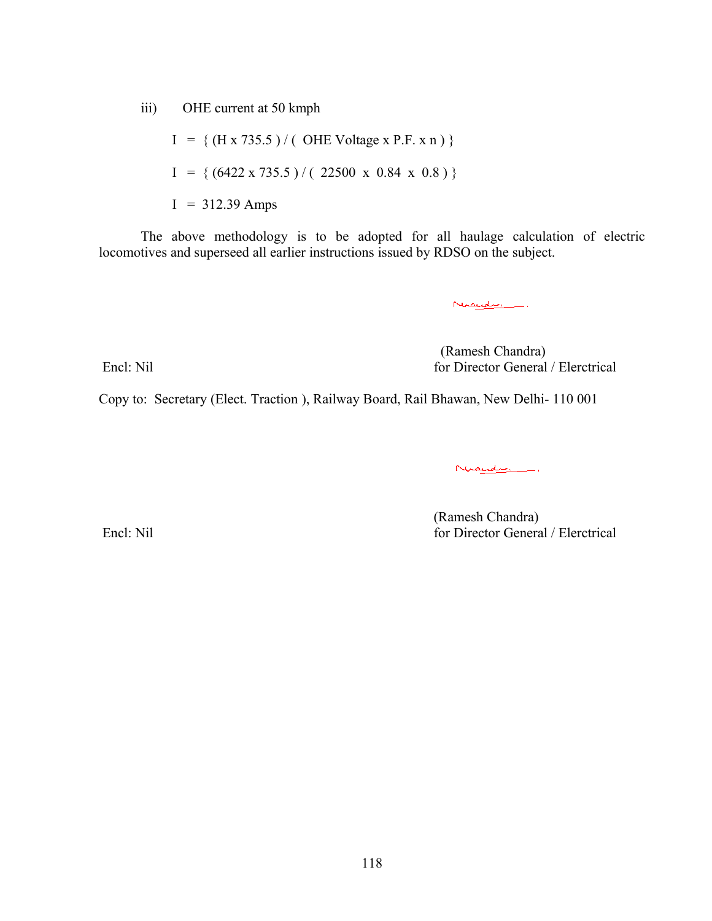iii) OHE current at 50 kmph

$$I = \{ (H \times 735.5) / (\text{OHE Voltage} \times \text{P.F.} \times n) \}$$

$$I = \{ (6422 \times 735.5) / (22500 \times 0.84 \times 0.8) \}$$

$$I = 312.39 \text{ Amps}$$

The above methodology is to be adopted for all haulage calculation of electric locomotives and superseed all earlier instructions issued by RDSO on the subject.

(Ramesh Chandra)
for Director General / Elerctrical

Encl: Nil

Copy to: Secretary (Elect. Traction ), Railway Board, Rail Bhawan, New Delhi- 110 001

(Ramesh Chandra)
for Director General / Elerctrical

Encl: Nil